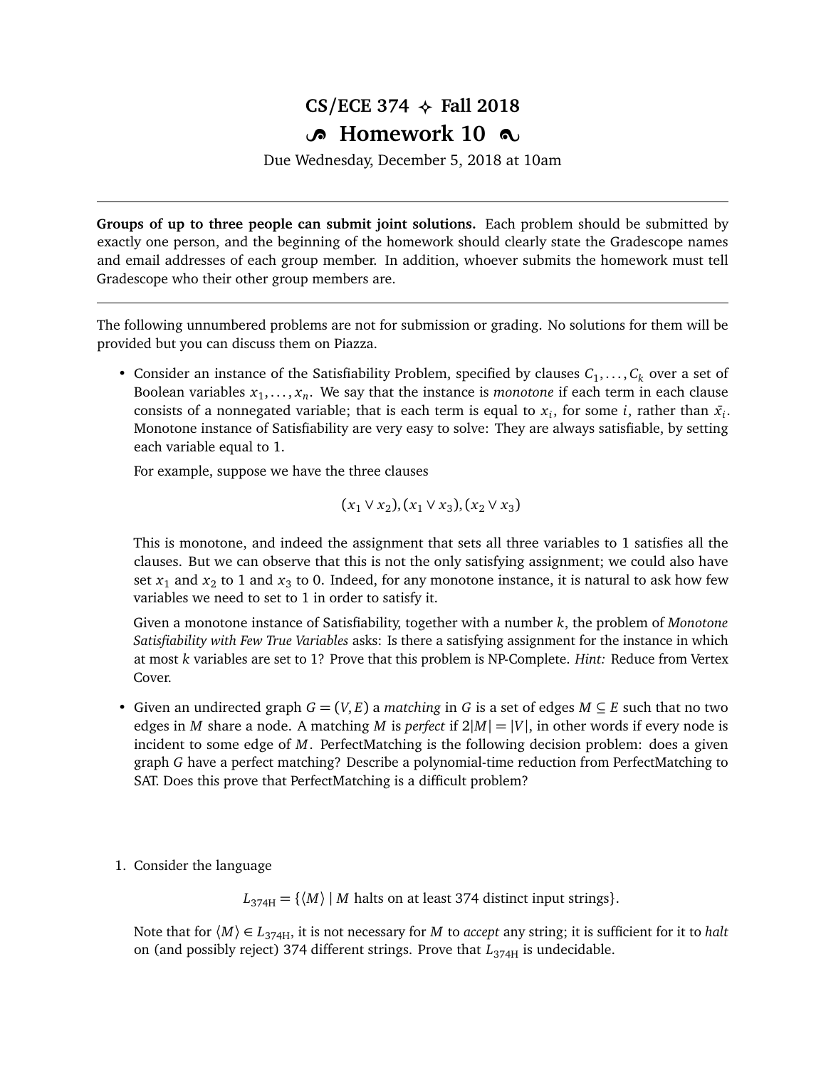# CS/ECE 374 ✧ Fall 2018

## Homework 10

Due Wednesday, December 5, 2018 at 10am

---

**Groups of up to three people can submit joint solutions.** Each problem should be submitted by exactly one person, and the beginning of the homework should clearly state the Gradescope names and email addresses of each group member. In addition, whoever submits the homework must tell Gradescope who their other group members are.

---

The following unnumbered problems are not for submission or grading. No solutions for them will be provided but you can discuss them on Piazza.

- Consider an instance of the Satisfiability Problem, specified by clauses $C_1, \ldots, C_k$ over a set of Boolean variables $x_1, \ldots, x_n$. We say that the instance is *monotone* if each term in each clause consists of a nonnegated variable; that is each term is equal to $x_i$, for some $i$, rather than $\bar{x}_i$. Monotone instance of Satisfiability are very easy to solve: They are always satisfiable, by setting each variable equal to 1.

  For example, suppose we have the three clauses

  $$(x_1 \vee x_2), (x_1 \vee x_3), (x_2 \vee x_3)$$

  This is monotone, and indeed the assignment that sets all three variables to 1 satisfies all the clauses. But we can observe that this is not the only satisfying assignment; we could also have set $x_1$ and $x_2$ to 1 and $x_3$ to 0. Indeed, for any monotone instance, it is natural to ask how few variables we need to set to 1 in order to satisfy it.

  Given a monotone instance of Satisfiability, together with a number $k$, the problem of *Monotone Satisfiability with Few True Variables* asks: Is there a satisfying assignment for the instance in which at most $k$ variables are set to 1? Prove that this problem is NP-Complete. *Hint:* Reduce from Vertex Cover.

- Given an undirected graph $G = (V, E)$ a *matching* in $G$ is a set of edges $M \subseteq E$ such that no two edges in $M$ share a node. A matching $M$ is *perfect* if $2|M| = |V|$, in other words if every node is incident to some edge of $M$. PerfectMatching is the following decision problem: does a given graph $G$ have a perfect matching? Describe a polynomial-time reduction from PerfectMatching to SAT. Does this prove that PerfectMatching is a difficult problem?

1. Consider the language

   $$L_{374\mathrm{H}} = \{\langle M \rangle \mid M \text{ halts on at least 374 distinct input strings}\}.$$

   Note that for $\langle M \rangle \in L_{374\mathrm{H}}$, it is not necessary for $M$ to *accept* any string; it is sufficient for it to *halt* on (and possibly reject) 374 different strings. Prove that $L_{374\mathrm{H}}$ is undecidable.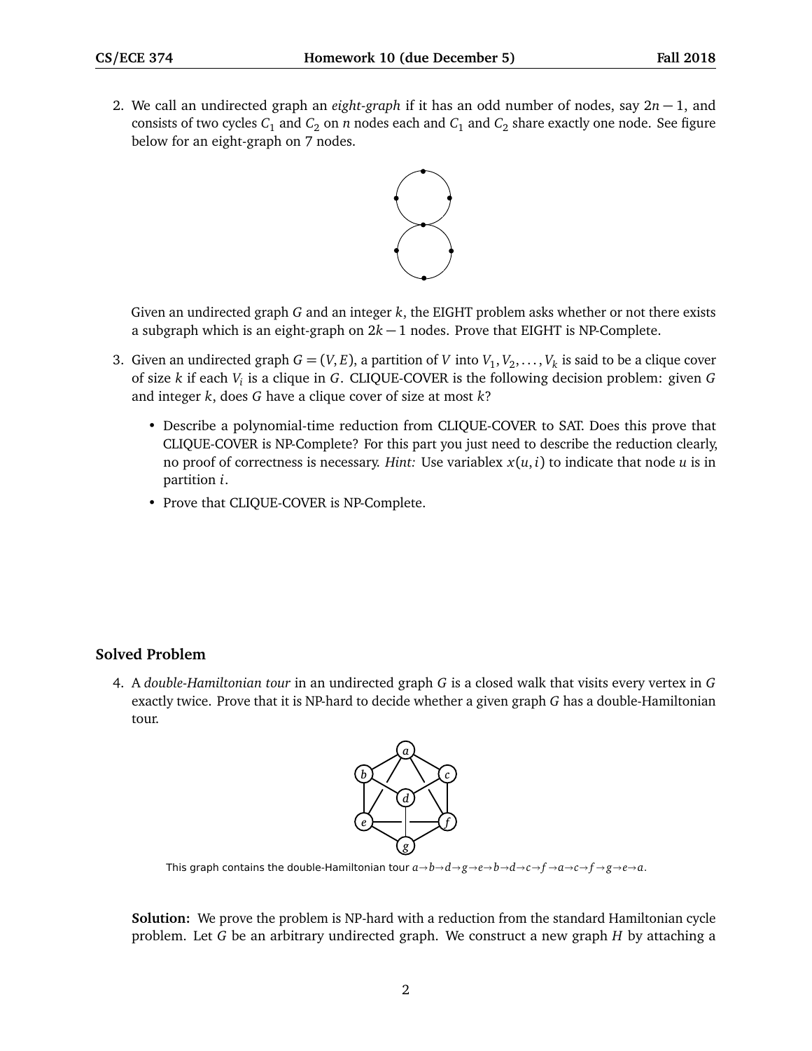2. We call an undirected graph an *eight-graph* if it has an odd number of nodes, say $2n-1$, and consists of two cycles $C_1$ and $C_2$ on $n$ nodes each and $C_1$ and $C_2$ share exactly one node. See figure below for an eight-graph on 7 nodes.

   Given an undirected graph $G$ and an integer $k$, the EIGHT problem asks whether or not there exists a subgraph which is an eight-graph on $2k-1$ nodes. Prove that EIGHT is NP-Complete.

3. Given an undirected graph $G = (V, E)$, a partition of $V$ into $V_1, V_2, \ldots, V_k$ is said to be a clique cover of size $k$ if each $V_i$ is a clique in $G$. CLIQUE-COVER is the following decision problem: given $G$ and integer $k$, does $G$ have a clique cover of size at most $k$?

   - Describe a polynomial-time reduction from CLIQUE-COVER to SAT. Does this prove that CLIQUE-COVER is NP-Complete? For this part you just need to describe the reduction clearly, no proof of correctness is necessary. *Hint:* Use variablex $x(u, i)$ to indicate that node $u$ is in partition $i$.
   - Prove that CLIQUE-COVER is NP-Complete.

## Solved Problem

4. A *double-Hamiltonian tour* in an undirected graph $G$ is a closed walk that visits every vertex in $G$ exactly twice. Prove that it is NP-hard to decide whether a given graph $G$ has a double-Hamiltonian tour.

   This graph contains the double-Hamiltonian tour $a \to b \to d \to g \to e \to b \to d \to c \to f \to a \to c \to f \to g \to e \to a$.

   **Solution:** We prove the problem is NP-hard with a reduction from the standard Hamiltonian cycle problem. Let $G$ be an arbitrary undirected graph. We construct a new graph $H$ by attaching a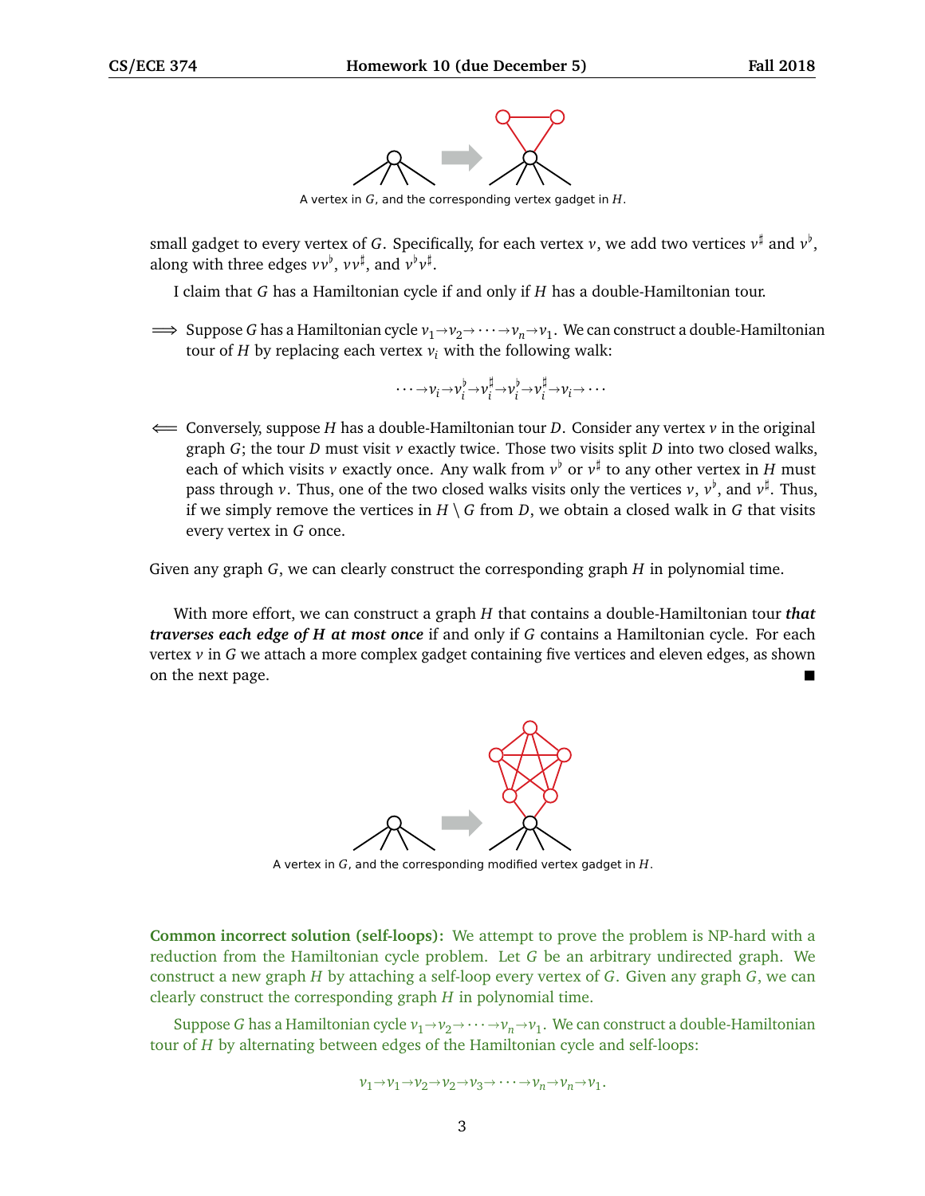A vertex in $G$, and the corresponding vertex gadget in $H$.

small gadget to every vertex of $G$. Specifically, for each vertex $v$, we add two vertices $v^\sharp$ and $v^\flat$, along with three edges $vv^\flat$, $vv^\sharp$, and $v^\flat v^\sharp$.

I claim that $G$ has a Hamiltonian cycle if and only if $H$ has a double-Hamiltonian tour.

$\Longrightarrow$ Suppose $G$ has a Hamiltonian cycle $v_1 \to v_2 \to \cdots \to v_n \to v_1$. We can construct a double-Hamiltonian tour of $H$ by replacing each vertex $v_i$ with the following walk:

$$\cdots \to v_i \to v_i^\flat \to v_i^\sharp \to v_i^\flat \to v_i^\sharp \to v_i \to \cdots$$

$\Longleftarrow$ Conversely, suppose $H$ has a double-Hamiltonian tour $D$. Consider any vertex $v$ in the original graph $G$; the tour $D$ must visit $v$ exactly twice. Those two visits split $D$ into two closed walks, each of which visits $v$ exactly once. Any walk from $v^\flat$ or $v^\sharp$ to any other vertex in $H$ must pass through $v$. Thus, one of the two closed walks visits only the vertices $v$, $v^\flat$, and $v^\sharp$. Thus, if we simply remove the vertices in $H \setminus G$ from $D$, we obtain a closed walk in $G$ that visits every vertex in $G$ once.

Given any graph $G$, we can clearly construct the corresponding graph $H$ in polynomial time.

With more effort, we can construct a graph $H$ that contains a double-Hamiltonian tour ***that traverses each edge of H at most once*** if and only if $G$ contains a Hamiltonian cycle. For each vertex $v$ in $G$ we attach a more complex gadget containing five vertices and eleven edges, as shown on the next page. ■

A vertex in $G$, and the corresponding modified vertex gadget in $H$.

**Common incorrect solution (self-loops):** We attempt to prove the problem is NP-hard with a reduction from the Hamiltonian cycle problem. Let $G$ be an arbitrary undirected graph. We construct a new graph $H$ by attaching a self-loop every vertex of $G$. Given any graph $G$, we can clearly construct the corresponding graph $H$ in polynomial time.

Suppose $G$ has a Hamiltonian cycle $v_1 \to v_2 \to \cdots \to v_n \to v_1$. We can construct a double-Hamiltonian tour of $H$ by alternating between edges of the Hamiltonian cycle and self-loops:

$$v_1 \to v_1 \to v_2 \to v_2 \to v_3 \to \cdots \to v_n \to v_n \to v_1.$$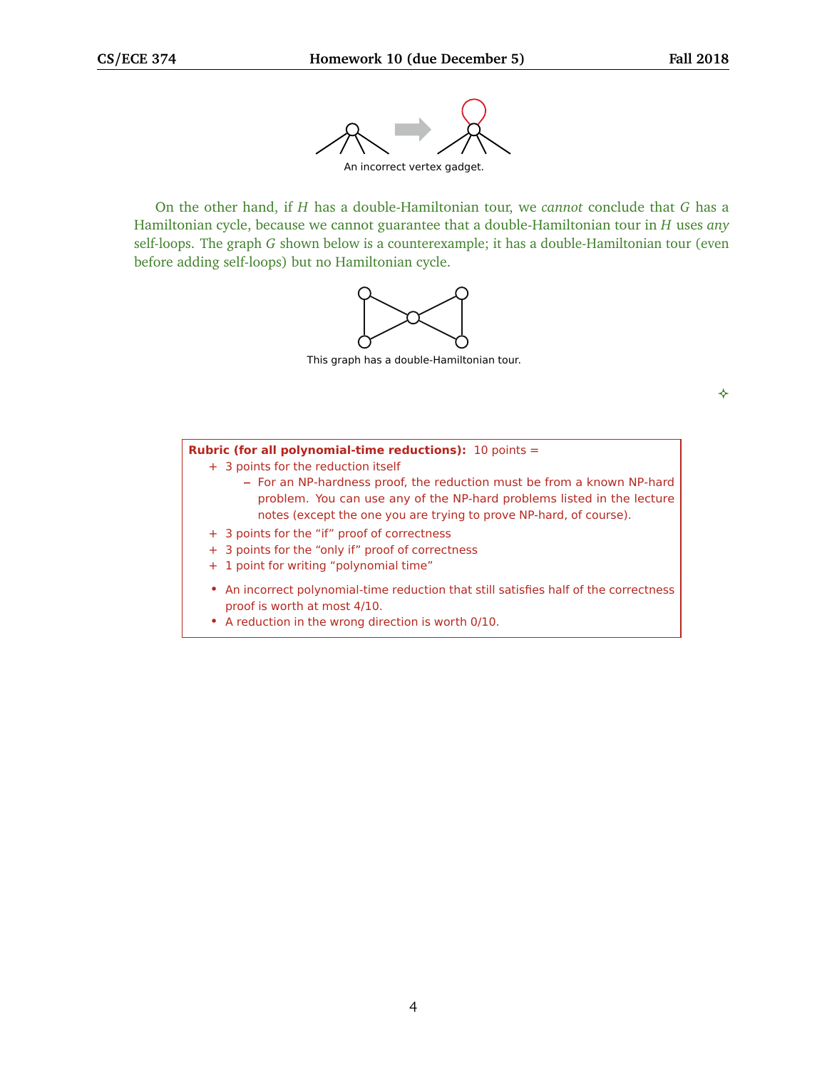An incorrect vertex gadget.

On the other hand, if $H$ has a double-Hamiltonian tour, we *cannot* conclude that $G$ has a Hamiltonian cycle, because we cannot guarantee that a double-Hamiltonian tour in $H$ uses *any* self-loops. The graph $G$ shown below is a counterexample; it has a double-Hamiltonian tour (even before adding self-loops) but no Hamiltonian cycle.

This graph has a double-Hamiltonian tour.

✧

**Rubric (for all polynomial-time reductions):** 10 points =

- + 3 points for the reduction itself
  - − For an NP-hardness proof, the reduction must be from a known NP-hard problem. You can use any of the NP-hard problems listed in the lecture notes (except the one you are trying to prove NP-hard, of course).
- + 3 points for the "if" proof of correctness
- + 3 points for the "only if" proof of correctness
- + 1 point for writing "polynomial time"

- An incorrect polynomial-time reduction that still satisfies half of the correctness proof is worth at most 4/10.
- A reduction in the wrong direction is worth 0/10.